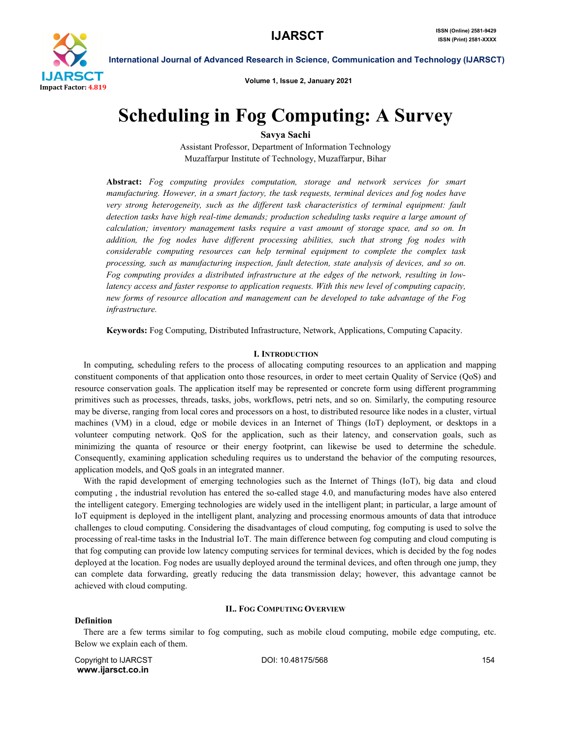# Scheduling in Fog Computing: A Survey

**Savya Sachi**

Assistant Professor, Department of Information Technology
Muzaffarpur Institute of Technology, Muzaffarpur, Bihar

**Abstract:** *Fog computing provides computation, storage and network services for smart manufacturing. However, in a smart factory, the task requests, terminal devices and fog nodes have very strong heterogeneity, such as the different task characteristics of terminal equipment: fault detection tasks have high real-time demands; production scheduling tasks require a large amount of calculation; inventory management tasks require a vast amount of storage space, and so on. In addition, the fog nodes have different processing abilities, such that strong fog nodes with considerable computing resources can help terminal equipment to complete the complex task processing, such as manufacturing inspection, fault detection, state analysis of devices, and so on. Fog computing provides a distributed infrastructure at the edges of the network, resulting in low-latency access and faster response to application requests. With this new level of computing capacity, new forms of resource allocation and management can be developed to take advantage of the Fog infrastructure.*

**Keywords:** Fog Computing, Distributed Infrastructure, Network, Applications, Computing Capacity.

## I. Introduction

In computing, scheduling refers to the process of allocating computing resources to an application and mapping constituent components of that application onto those resources, in order to meet certain Quality of Service (QoS) and resource conservation goals. The application itself may be represented or concrete form using different programming primitives such as processes, threads, tasks, jobs, workflows, petri nets, and so on. Similarly, the computing resource may be diverse, ranging from local cores and processors on a host, to distributed resource like nodes in a cluster, virtual machines (VM) in a cloud, edge or mobile devices in an Internet of Things (IoT) deployment, or desktops in a volunteer computing network. QoS for the application, such as their latency, and conservation goals, such as minimizing the quanta of resource or their energy footprint, can likewise be used to determine the schedule. Consequently, examining application scheduling requires us to understand the behavior of the computing resources, application models, and QoS goals in an integrated manner.

With the rapid development of emerging technologies such as the Internet of Things (IoT), big data and cloud computing , the industrial revolution has entered the so-called stage 4.0, and manufacturing modes have also entered the intelligent category. Emerging technologies are widely used in the intelligent plant; in particular, a large amount of IoT equipment is deployed in the intelligent plant, analyzing and processing enormous amounts of data that introduce challenges to cloud computing. Considering the disadvantages of cloud computing, fog computing is used to solve the processing of real-time tasks in the Industrial IoT. The main difference between fog computing and cloud computing is that fog computing can provide low latency computing services for terminal devices, which is decided by the fog nodes deployed at the location. Fog nodes are usually deployed around the terminal devices, and often through one jump, they can complete data forwarding, greatly reducing the data transmission delay; however, this advantage cannot be achieved with cloud computing.

## II.. Fog Computing Overview

### Definition

There are a few terms similar to fog computing, such as mobile cloud computing, mobile edge computing, etc. Below we explain each of them.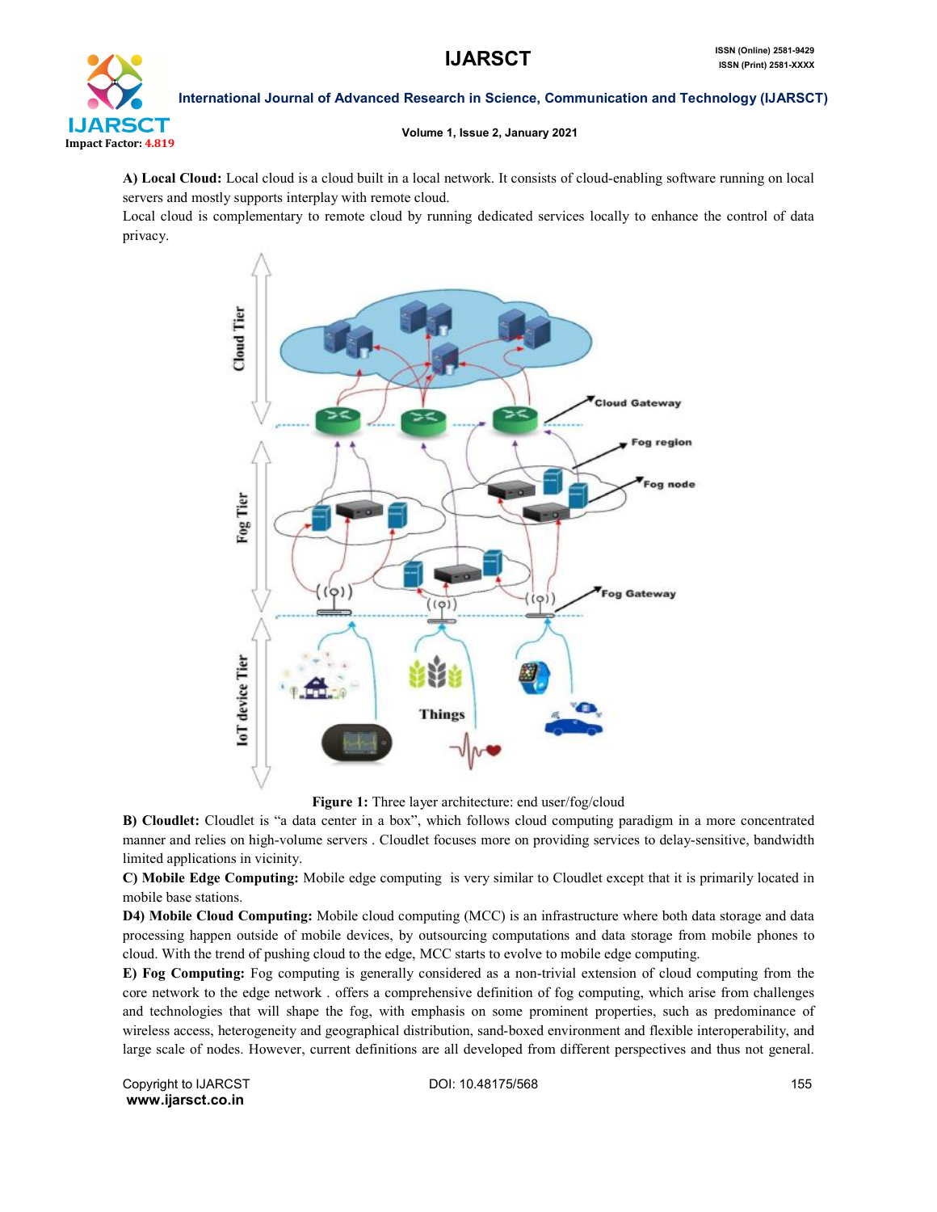**A) Local Cloud:** Local cloud is a cloud built in a local network. It consists of cloud-enabling software running on local servers and mostly supports interplay with remote cloud.

Local cloud is complementary to remote cloud by running dedicated services locally to enhance the control of data privacy.

**Figure 1:** Three layer architecture: end user/fog/cloud

**B) Cloudlet:** Cloudlet is "a data center in a box", which follows cloud computing paradigm in a more concentrated manner and relies on high-volume servers . Cloudlet focuses more on providing services to delay-sensitive, bandwidth limited applications in vicinity.

**C) Mobile Edge Computing:** Mobile edge computing is very similar to Cloudlet except that it is primarily located in mobile base stations.

**D4) Mobile Cloud Computing:** Mobile cloud computing (MCC) is an infrastructure where both data storage and data processing happen outside of mobile devices, by outsourcing computations and data storage from mobile phones to cloud. With the trend of pushing cloud to the edge, MCC starts to evolve to mobile edge computing.

**E) Fog Computing:** Fog computing is generally considered as a non-trivial extension of cloud computing from the core network to the edge network . offers a comprehensive definition of fog computing, which arise from challenges and technologies that will shape the fog, with emphasis on some prominent properties, such as predominance of wireless access, heterogeneity and geographical distribution, sand-boxed environment and flexible interoperability, and large scale of nodes. However, current definitions are all developed from different perspectives and thus not general.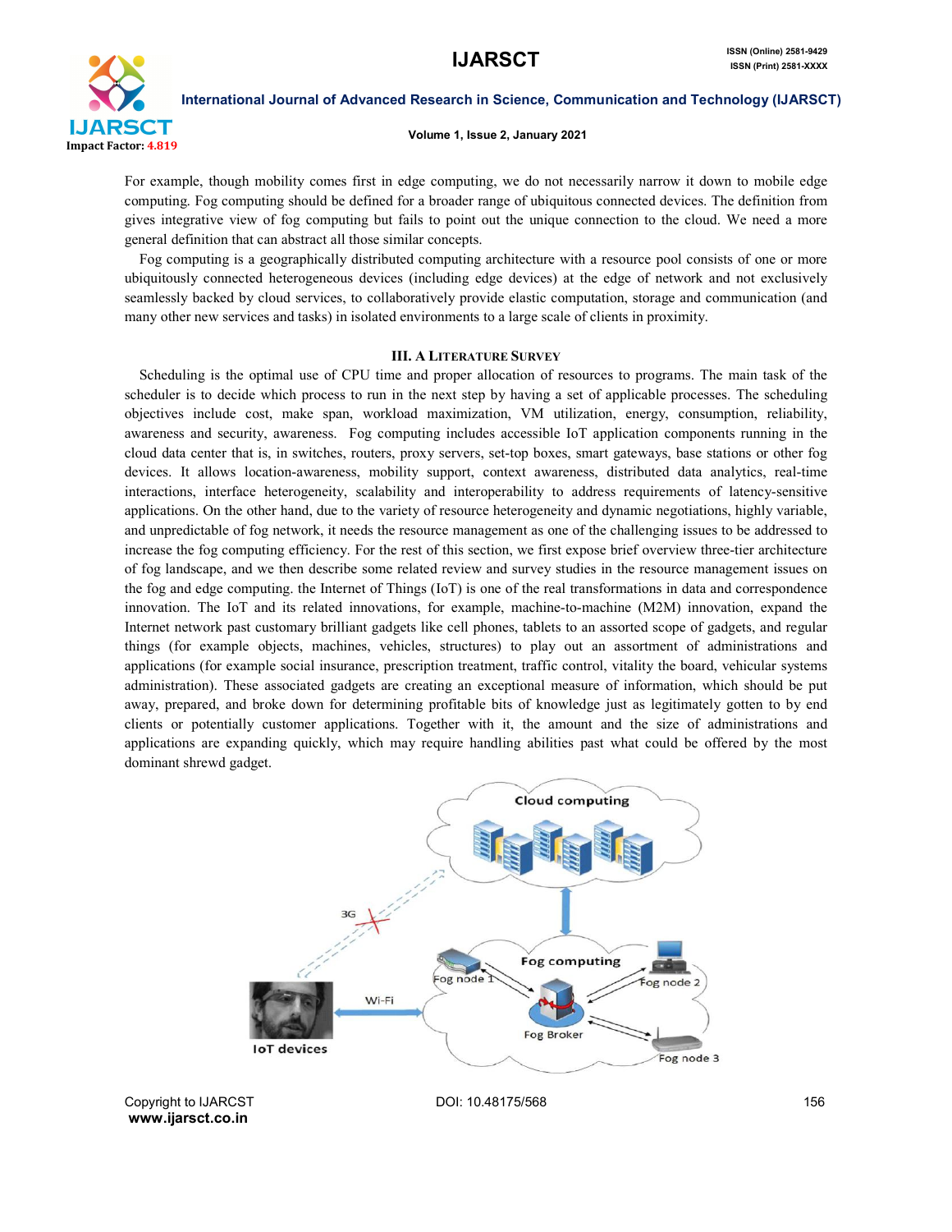For example, though mobility comes first in edge computing, we do not necessarily narrow it down to mobile edge computing. Fog computing should be defined for a broader range of ubiquitous connected devices. The definition from gives integrative view of fog computing but fails to point out the unique connection to the cloud. We need a more general definition that can abstract all those similar concepts.

Fog computing is a geographically distributed computing architecture with a resource pool consists of one or more ubiquitously connected heterogeneous devices (including edge devices) at the edge of network and not exclusively seamlessly backed by cloud services, to collaboratively provide elastic computation, storage and communication (and many other new services and tasks) in isolated environments to a large scale of clients in proximity.

## III. A Literature Survey

Scheduling is the optimal use of CPU time and proper allocation of resources to programs. The main task of the scheduler is to decide which process to run in the next step by having a set of applicable processes. The scheduling objectives include cost, make span, workload maximization, VM utilization, energy, consumption, reliability, awareness and security, awareness. Fog computing includes accessible IoT application components running in the cloud data center that is, in switches, routers, proxy servers, set-top boxes, smart gateways, base stations or other fog devices. It allows location-awareness, mobility support, context awareness, distributed data analytics, real-time interactions, interface heterogeneity, scalability and interoperability to address requirements of latency-sensitive applications. On the other hand, due to the variety of resource heterogeneity and dynamic negotiations, highly variable, and unpredictable of fog network, it needs the resource management as one of the challenging issues to be addressed to increase the fog computing efficiency. For the rest of this section, we first expose brief overview three-tier architecture of fog landscape, and we then describe some related review and survey studies in the resource management issues on the fog and edge computing. the Internet of Things (IoT) is one of the real transformations in data and correspondence innovation. The IoT and its related innovations, for example, machine-to-machine (M2M) innovation, expand the Internet network past customary brilliant gadgets like cell phones, tablets to an assorted scope of gadgets, and regular things (for example objects, machines, vehicles, structures) to play out an assortment of administrations and applications (for example social insurance, prescription treatment, traffic control, vitality the board, vehicular systems administration). These associated gadgets are creating an exceptional measure of information, which should be put away, prepared, and broke down for determining profitable bits of knowledge just as legitimately gotten to by end clients or potentially customer applications. Together with it, the amount and the size of administrations and applications are expanding quickly, which may require handling abilities past what could be offered by the most dominant shrewd gadget.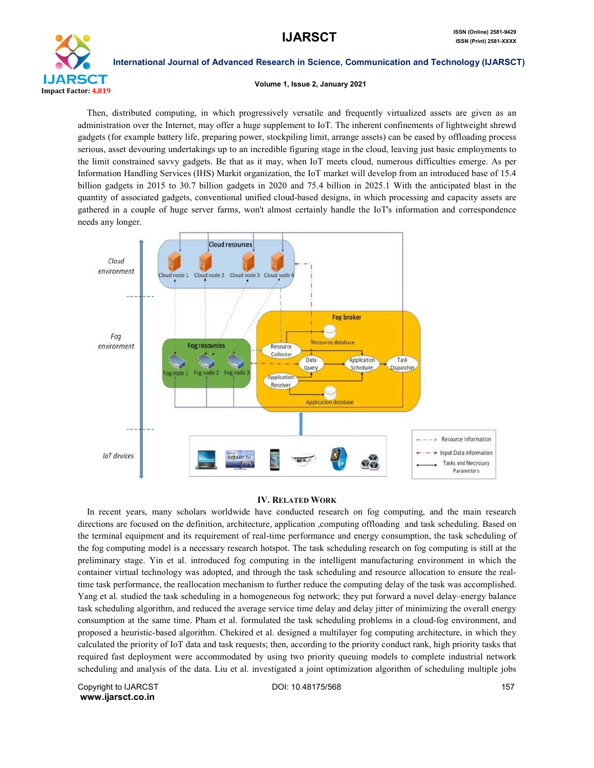Then, distributed computing, in which progressively versatile and frequently virtualized assets are given as an administration over the Internet, may offer a huge supplement to IoT. The inherent confinements of lightweight shrewd gadgets (for example battery life, preparing power, stockpiling limit, arrange assets) can be eased by offloading process serious, asset devouring undertakings up to an incredible figuring stage in the cloud, leaving just basic employments to the limit constrained savvy gadgets. Be that as it may, when IoT meets cloud, numerous difficulties emerge. As per Information Handling Services (IHS) Markit organization, the IoT market will develop from an introduced base of 15.4 billion gadgets in 2015 to 30.7 billion gadgets in 2020 and 75.4 billion in 2025.1 With the anticipated blast in the quantity of associated gadgets, conventional unified cloud-based designs, in which processing and capacity assets are gathered in a couple of huge server farms, won't almost certainly handle the IoT's information and correspondence needs any longer.

## IV. Related Work

In recent years, many scholars worldwide have conducted research on fog computing, and the main research directions are focused on the definition, architecture, application ,computing offloading and task scheduling. Based on the terminal equipment and its requirement of real-time performance and energy consumption, the task scheduling of the fog computing model is a necessary research hotspot. The task scheduling research on fog computing is still at the preliminary stage. Yin et al. introduced fog computing in the intelligent manufacturing environment in which the container virtual technology was adopted, and through the task scheduling and resource allocation to ensure the real-time task performance, the reallocation mechanism to further reduce the computing delay of the task was accomplished. Yang et al. studied the task scheduling in a homogeneous fog network; they put forward a novel delay–energy balance task scheduling algorithm, and reduced the average service time delay and delay jitter of minimizing the overall energy consumption at the same time. Pham et al. formulated the task scheduling problems in a cloud-fog environment, and proposed a heuristic-based algorithm. Chekired et al. designed a multilayer fog computing architecture, in which they calculated the priority of IoT data and task requests; then, according to the priority conduct rank, high priority tasks that required fast deployment were accommodated by using two priority queuing models to complete industrial network scheduling and analysis of the data. Liu et al. investigated a joint optimization algorithm of scheduling multiple jobs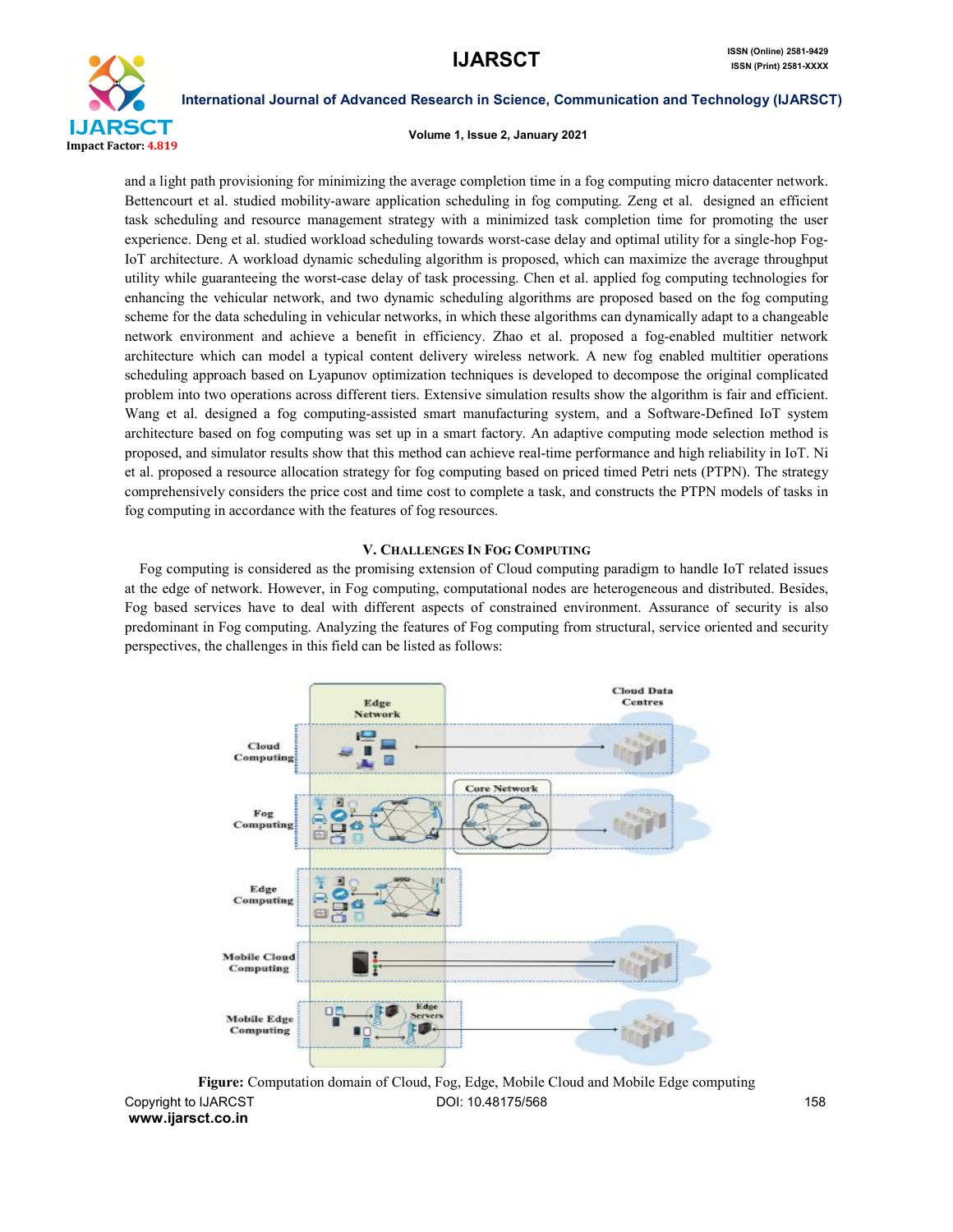and a light path provisioning for minimizing the average completion time in a fog computing micro datacenter network. Bettencourt et al. studied mobility-aware application scheduling in fog computing. Zeng et al. designed an efficient task scheduling and resource management strategy with a minimized task completion time for promoting the user experience. Deng et al. studied workload scheduling towards worst-case delay and optimal utility for a single-hop Fog-IoT architecture. A workload dynamic scheduling algorithm is proposed, which can maximize the average throughput utility while guaranteeing the worst-case delay of task processing. Chen et al. applied fog computing technologies for enhancing the vehicular network, and two dynamic scheduling algorithms are proposed based on the fog computing scheme for the data scheduling in vehicular networks, in which these algorithms can dynamically adapt to a changeable network environment and achieve a benefit in efficiency. Zhao et al. proposed a fog-enabled multitier network architecture which can model a typical content delivery wireless network. A new fog enabled multitier operations scheduling approach based on Lyapunov optimization techniques is developed to decompose the original complicated problem into two operations across different tiers. Extensive simulation results show the algorithm is fair and efficient. Wang et al. designed a fog computing-assisted smart manufacturing system, and a Software-Defined IoT system architecture based on fog computing was set up in a smart factory. An adaptive computing mode selection method is proposed, and simulator results show that this method can achieve real-time performance and high reliability in IoT. Ni et al. proposed a resource allocation strategy for fog computing based on priced timed Petri nets (PTPN). The strategy comprehensively considers the price cost and time cost to complete a task, and constructs the PTPN models of tasks in fog computing in accordance with the features of fog resources.

## V. CHALLENGES IN FOG COMPUTING

Fog computing is considered as the promising extension of Cloud computing paradigm to handle IoT related issues at the edge of network. However, in Fog computing, computational nodes are heterogeneous and distributed. Besides, Fog based services have to deal with different aspects of constrained environment. Assurance of security is also predominant in Fog computing. Analyzing the features of Fog computing from structural, service oriented and security perspectives, the challenges in this field can be listed as follows:

Edge Network

Cloud Data Centres

Cloud Computing

Core Network

Fog Computing

Edge Computing

Mobile Cloud Computing

Edge Servers

Mobile Edge Computing

**Figure:** Computation domain of Cloud, Fog, Edge, Mobile Cloud and Mobile Edge computing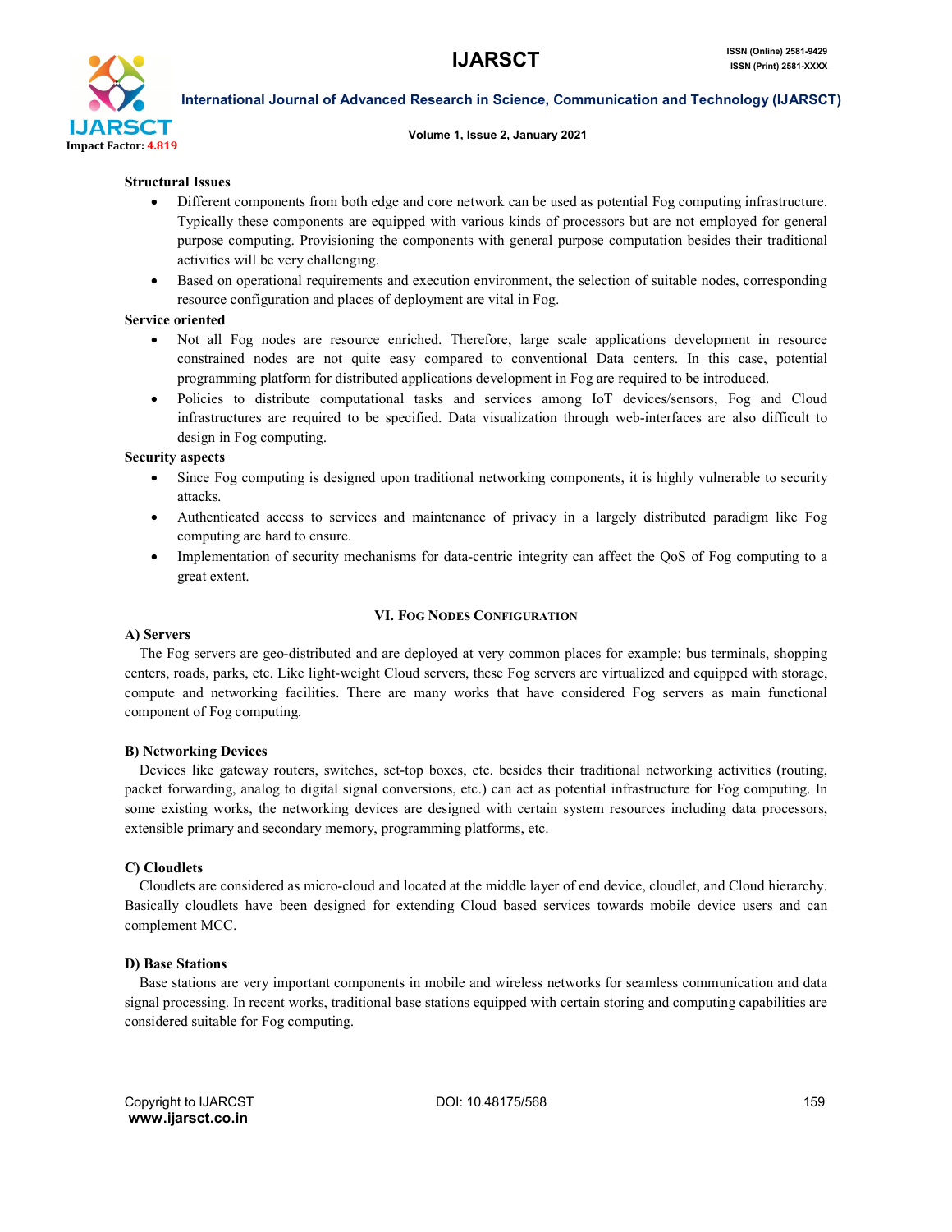**Structural Issues**

- Different components from both edge and core network can be used as potential Fog computing infrastructure. Typically these components are equipped with various kinds of processors but are not employed for general purpose computing. Provisioning the components with general purpose computation besides their traditional activities will be very challenging.
- Based on operational requirements and execution environment, the selection of suitable nodes, corresponding resource configuration and places of deployment are vital in Fog.

**Service oriented**

- Not all Fog nodes are resource enriched. Therefore, large scale applications development in resource constrained nodes are not quite easy compared to conventional Data centers. In this case, potential programming platform for distributed applications development in Fog are required to be introduced.
- Policies to distribute computational tasks and services among IoT devices/sensors, Fog and Cloud infrastructures are required to be specified. Data visualization through web-interfaces are also difficult to design in Fog computing.

**Security aspects**

- Since Fog computing is designed upon traditional networking components, it is highly vulnerable to security attacks.
- Authenticated access to services and maintenance of privacy in a largely distributed paradigm like Fog computing are hard to ensure.
- Implementation of security mechanisms for data-centric integrity can affect the QoS of Fog computing to a great extent.

## VI. Fog Nodes Configuration

### A) Servers

The Fog servers are geo-distributed and are deployed at very common places for example; bus terminals, shopping centers, roads, parks, etc. Like light-weight Cloud servers, these Fog servers are virtualized and equipped with storage, compute and networking facilities. There are many works that have considered Fog servers as main functional component of Fog computing.

### B) Networking Devices

Devices like gateway routers, switches, set-top boxes, etc. besides their traditional networking activities (routing, packet forwarding, analog to digital signal conversions, etc.) can act as potential infrastructure for Fog computing. In some existing works, the networking devices are designed with certain system resources including data processors, extensible primary and secondary memory, programming platforms, etc.

### C) Cloudlets

Cloudlets are considered as micro-cloud and located at the middle layer of end device, cloudlet, and Cloud hierarchy. Basically cloudlets have been designed for extending Cloud based services towards mobile device users and can complement MCC.

### D) Base Stations

Base stations are very important components in mobile and wireless networks for seamless communication and data signal processing. In recent works, traditional base stations equipped with certain storing and computing capabilities are considered suitable for Fog computing.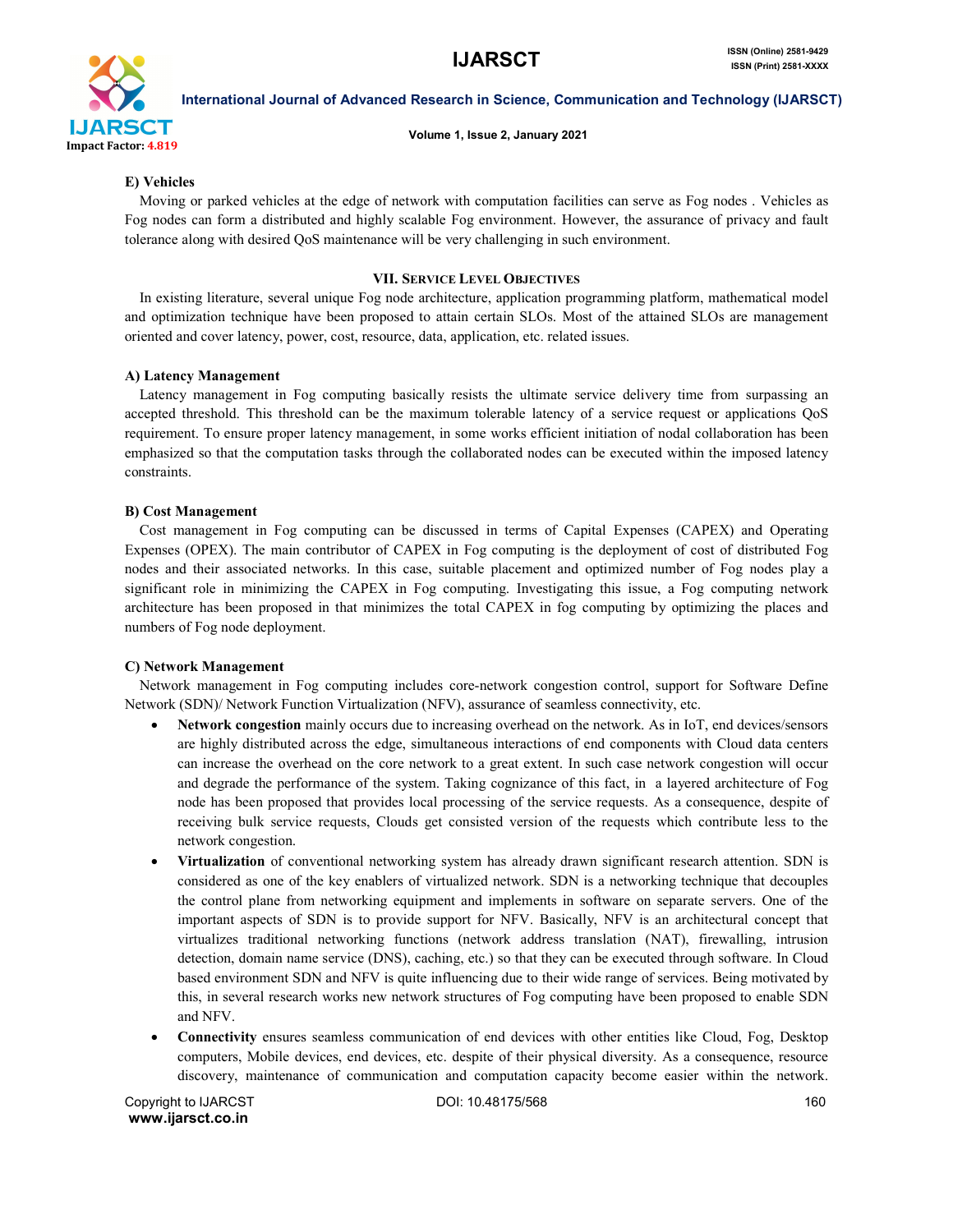### E) Vehicles

Moving or parked vehicles at the edge of network with computation facilities can serve as Fog nodes . Vehicles as Fog nodes can form a distributed and highly scalable Fog environment. However, the assurance of privacy and fault tolerance along with desired QoS maintenance will be very challenging in such environment.

## VII. Service Level Objectives

In existing literature, several unique Fog node architecture, application programming platform, mathematical model and optimization technique have been proposed to attain certain SLOs. Most of the attained SLOs are management oriented and cover latency, power, cost, resource, data, application, etc. related issues.

### A) Latency Management

Latency management in Fog computing basically resists the ultimate service delivery time from surpassing an accepted threshold. This threshold can be the maximum tolerable latency of a service request or applications QoS requirement. To ensure proper latency management, in some works efficient initiation of nodal collaboration has been emphasized so that the computation tasks through the collaborated nodes can be executed within the imposed latency constraints.

### B) Cost Management

Cost management in Fog computing can be discussed in terms of Capital Expenses (CAPEX) and Operating Expenses (OPEX). The main contributor of CAPEX in Fog computing is the deployment of cost of distributed Fog nodes and their associated networks. In this case, suitable placement and optimized number of Fog nodes play a significant role in minimizing the CAPEX in Fog computing. Investigating this issue, a Fog computing network architecture has been proposed in that minimizes the total CAPEX in fog computing by optimizing the places and numbers of Fog node deployment.

### C) Network Management

Network management in Fog computing includes core-network congestion control, support for Software Define Network (SDN)/ Network Function Virtualization (NFV), assurance of seamless connectivity, etc.

- **Network congestion** mainly occurs due to increasing overhead on the network. As in IoT, end devices/sensors are highly distributed across the edge, simultaneous interactions of end components with Cloud data centers can increase the overhead on the core network to a great extent. In such case network congestion will occur and degrade the performance of the system. Taking cognizance of this fact, in a layered architecture of Fog node has been proposed that provides local processing of the service requests. As a consequence, despite of receiving bulk service requests, Clouds get consisted version of the requests which contribute less to the network congestion.
- **Virtualization** of conventional networking system has already drawn significant research attention. SDN is considered as one of the key enablers of virtualized network. SDN is a networking technique that decouples the control plane from networking equipment and implements in software on separate servers. One of the important aspects of SDN is to provide support for NFV. Basically, NFV is an architectural concept that virtualizes traditional networking functions (network address translation (NAT), firewalling, intrusion detection, domain name service (DNS), caching, etc.) so that they can be executed through software. In Cloud based environment SDN and NFV is quite influencing due to their wide range of services. Being motivated by this, in several research works new network structures of Fog computing have been proposed to enable SDN and NFV.
- **Connectivity** ensures seamless communication of end devices with other entities like Cloud, Fog, Desktop computers, Mobile devices, end devices, etc. despite of their physical diversity. As a consequence, resource discovery, maintenance of communication and computation capacity become easier within the network.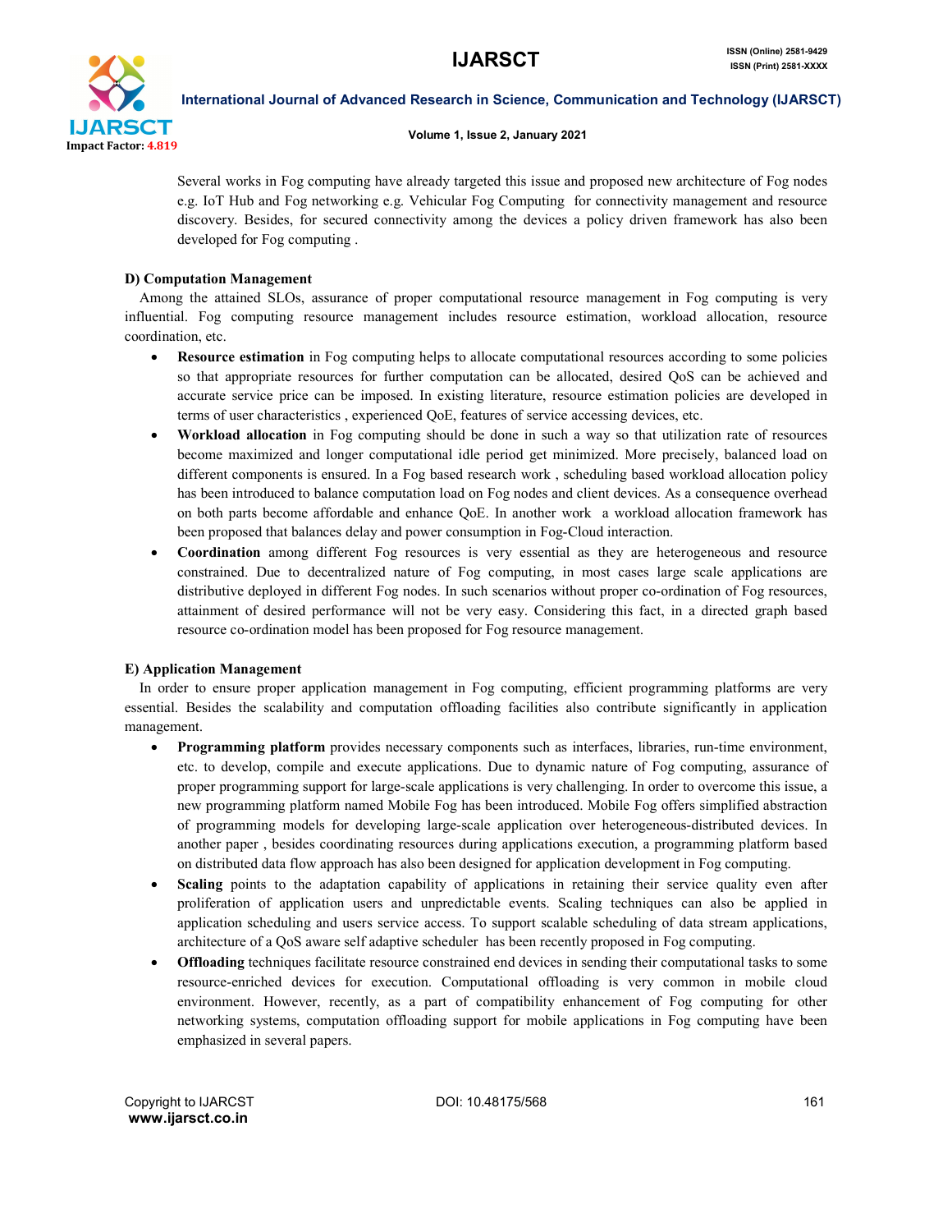Several works in Fog computing have already targeted this issue and proposed new architecture of Fog nodes e.g. IoT Hub and Fog networking e.g. Vehicular Fog Computing for connectivity management and resource discovery. Besides, for secured connectivity among the devices a policy driven framework has also been developed for Fog computing .

### D) Computation Management

Among the attained SLOs, assurance of proper computational resource management in Fog computing is very influential. Fog computing resource management includes resource estimation, workload allocation, resource coordination, etc.

- **Resource estimation** in Fog computing helps to allocate computational resources according to some policies so that appropriate resources for further computation can be allocated, desired QoS can be achieved and accurate service price can be imposed. In existing literature, resource estimation policies are developed in terms of user characteristics , experienced QoE, features of service accessing devices, etc.
- **Workload allocation** in Fog computing should be done in such a way so that utilization rate of resources become maximized and longer computational idle period get minimized. More precisely, balanced load on different components is ensured. In a Fog based research work , scheduling based workload allocation policy has been introduced to balance computation load on Fog nodes and client devices. As a consequence overhead on both parts become affordable and enhance QoE. In another work a workload allocation framework has been proposed that balances delay and power consumption in Fog-Cloud interaction.
- **Coordination** among different Fog resources is very essential as they are heterogeneous and resource constrained. Due to decentralized nature of Fog computing, in most cases large scale applications are distributive deployed in different Fog nodes. In such scenarios without proper co-ordination of Fog resources, attainment of desired performance will not be very easy. Considering this fact, in a directed graph based resource co-ordination model has been proposed for Fog resource management.

### E) Application Management

In order to ensure proper application management in Fog computing, efficient programming platforms are very essential. Besides the scalability and computation offloading facilities also contribute significantly in application management.

- **Programming platform** provides necessary components such as interfaces, libraries, run-time environment, etc. to develop, compile and execute applications. Due to dynamic nature of Fog computing, assurance of proper programming support for large-scale applications is very challenging. In order to overcome this issue, a new programming platform named Mobile Fog has been introduced. Mobile Fog offers simplified abstraction of programming models for developing large-scale application over heterogeneous-distributed devices. In another paper , besides coordinating resources during applications execution, a programming platform based on distributed data flow approach has also been designed for application development in Fog computing.
- **Scaling** points to the adaptation capability of applications in retaining their service quality even after proliferation of application users and unpredictable events. Scaling techniques can also be applied in application scheduling and users service access. To support scalable scheduling of data stream applications, architecture of a QoS aware self adaptive scheduler has been recently proposed in Fog computing.
- **Offloading** techniques facilitate resource constrained end devices in sending their computational tasks to some resource-enriched devices for execution. Computational offloading is very common in mobile cloud environment. However, recently, as a part of compatibility enhancement of Fog computing for other networking systems, computation offloading support for mobile applications in Fog computing have been emphasized in several papers.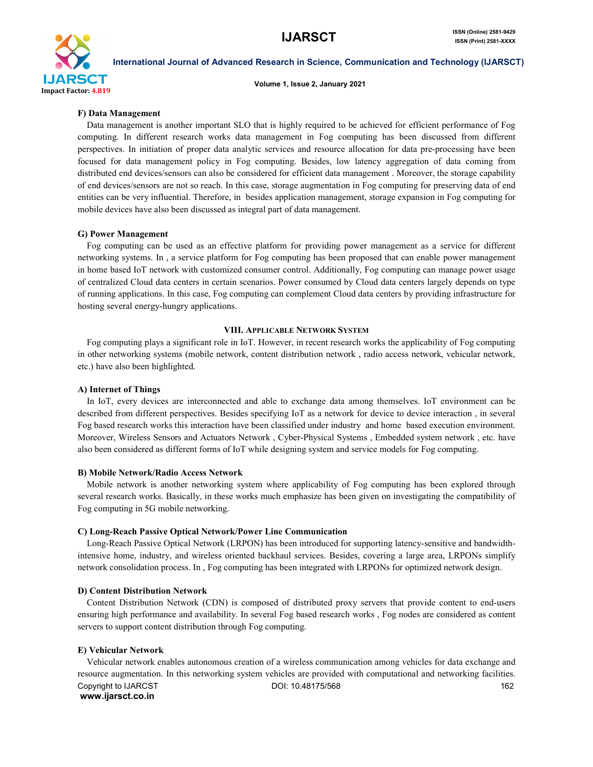### F) Data Management

Data management is another important SLO that is highly required to be achieved for efficient performance of Fog computing. In different research works data management in Fog computing has been discussed from different perspectives. In initiation of proper data analytic services and resource allocation for data pre-processing have been focused for data management policy in Fog computing. Besides, low latency aggregation of data coming from distributed end devices/sensors can also be considered for efficient data management . Moreover, the storage capability of end devices/sensors are not so reach. In this case, storage augmentation in Fog computing for preserving data of end entities can be very influential. Therefore, in besides application management, storage expansion in Fog computing for mobile devices have also been discussed as integral part of data management.

### G) Power Management

Fog computing can be used as an effective platform for providing power management as a service for different networking systems. In , a service platform for Fog computing has been proposed that can enable power management in home based IoT network with customized consumer control. Additionally, Fog computing can manage power usage of centralized Cloud data centers in certain scenarios. Power consumed by Cloud data centers largely depends on type of running applications. In this case, Fog computing can complement Cloud data centers by providing infrastructure for hosting several energy-hungry applications.

## VIII. Applicable Network System

Fog computing plays a significant role in IoT. However, in recent research works the applicability of Fog computing in other networking systems (mobile network, content distribution network , radio access network, vehicular network, etc.) have also been highlighted.

### A) Internet of Things

In IoT, every devices are interconnected and able to exchange data among themselves. IoT environment can be described from different perspectives. Besides specifying IoT as a network for device to device interaction , in several Fog based research works this interaction have been classified under industry and home based execution environment. Moreover, Wireless Sensors and Actuators Network , Cyber-Physical Systems , Embedded system network , etc. have also been considered as different forms of IoT while designing system and service models for Fog computing.

### B) Mobile Network/Radio Access Network

Mobile network is another networking system where applicability of Fog computing has been explored through several research works. Basically, in these works much emphasize has been given on investigating the compatibility of Fog computing in 5G mobile networking.

### C) Long-Reach Passive Optical Network/Power Line Communication

Long-Reach Passive Optical Network (LRPON) has been introduced for supporting latency-sensitive and bandwidth-intensive home, industry, and wireless oriented backhaul services. Besides, covering a large area, LRPONs simplify network consolidation process. In , Fog computing has been integrated with LRPONs for optimized network design.

### D) Content Distribution Network

Content Distribution Network (CDN) is composed of distributed proxy servers that provide content to end-users ensuring high performance and availability. In several Fog based research works , Fog nodes are considered as content servers to support content distribution through Fog computing.

### E) Vehicular Network

Vehicular network enables autonomous creation of a wireless communication among vehicles for data exchange and resource augmentation. In this networking system vehicles are provided with computational and networking facilities.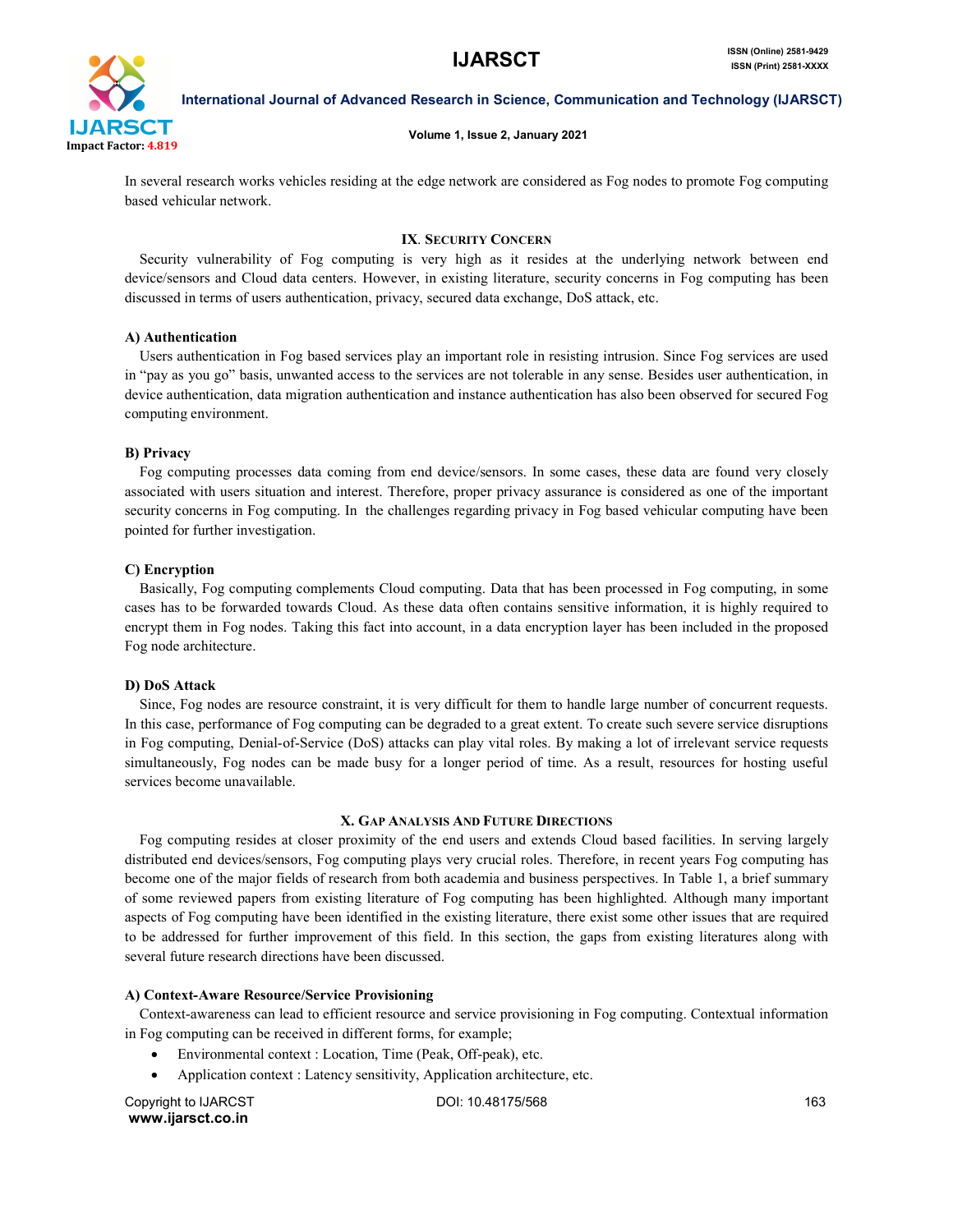In several research works vehicles residing at the edge network are considered as Fog nodes to promote Fog computing based vehicular network.

## IX. Security Concern

Security vulnerability of Fog computing is very high as it resides at the underlying network between end device/sensors and Cloud data centers. However, in existing literature, security concerns in Fog computing has been discussed in terms of users authentication, privacy, secured data exchange, DoS attack, etc.

### A) Authentication

Users authentication in Fog based services play an important role in resisting intrusion. Since Fog services are used in "pay as you go" basis, unwanted access to the services are not tolerable in any sense. Besides user authentication, in device authentication, data migration authentication and instance authentication has also been observed for secured Fog computing environment.

### B) Privacy

Fog computing processes data coming from end device/sensors. In some cases, these data are found very closely associated with users situation and interest. Therefore, proper privacy assurance is considered as one of the important security concerns in Fog computing. In the challenges regarding privacy in Fog based vehicular computing have been pointed for further investigation.

### C) Encryption

Basically, Fog computing complements Cloud computing. Data that has been processed in Fog computing, in some cases has to be forwarded towards Cloud. As these data often contains sensitive information, it is highly required to encrypt them in Fog nodes. Taking this fact into account, in a data encryption layer has been included in the proposed Fog node architecture.

### D) DoS Attack

Since, Fog nodes are resource constraint, it is very difficult for them to handle large number of concurrent requests. In this case, performance of Fog computing can be degraded to a great extent. To create such severe service disruptions in Fog computing, Denial-of-Service (DoS) attacks can play vital roles. By making a lot of irrelevant service requests simultaneously, Fog nodes can be made busy for a longer period of time. As a result, resources for hosting useful services become unavailable.

## X. Gap Analysis And Future Directions

Fog computing resides at closer proximity of the end users and extends Cloud based facilities. In serving largely distributed end devices/sensors, Fog computing plays very crucial roles. Therefore, in recent years Fog computing has become one of the major fields of research from both academia and business perspectives. In Table 1, a brief summary of some reviewed papers from existing literature of Fog computing has been highlighted. Although many important aspects of Fog computing have been identified in the existing literature, there exist some other issues that are required to be addressed for further improvement of this field. In this section, the gaps from existing literatures along with several future research directions have been discussed.

### A) Context-Aware Resource/Service Provisioning

Context-awareness can lead to efficient resource and service provisioning in Fog computing. Contextual information in Fog computing can be received in different forms, for example;

- Environmental context : Location, Time (Peak, Off-peak), etc.
- Application context : Latency sensitivity, Application architecture, etc.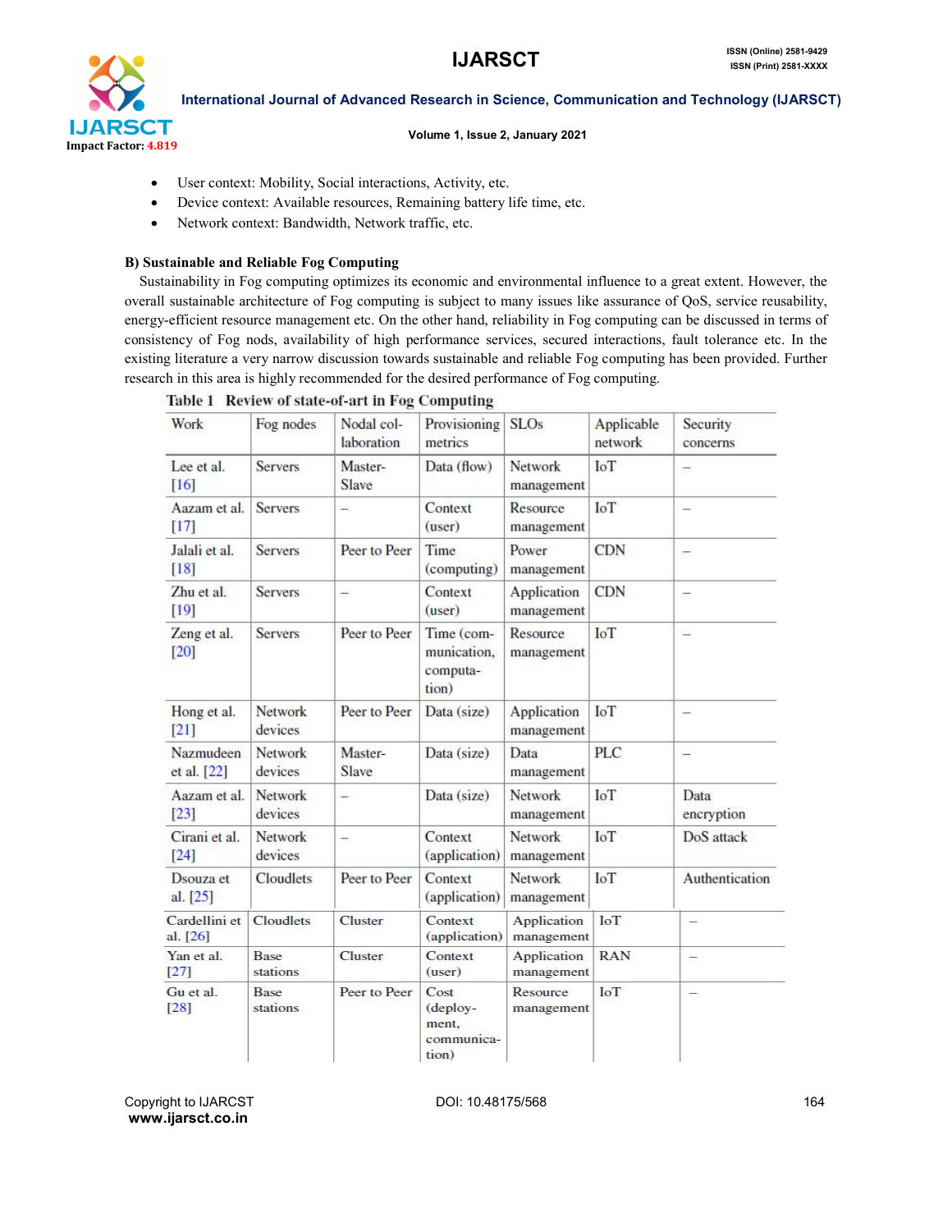- User context: Mobility, Social interactions, Activity, etc.
- Device context: Available resources, Remaining battery life time, etc.
- Network context: Bandwidth, Network traffic, etc.

### B) Sustainable and Reliable Fog Computing

Sustainability in Fog computing optimizes its economic and environmental influence to a great extent. However, the overall sustainable architecture of Fog computing is subject to many issues like assurance of QoS, service reusability, energy-efficient resource management etc. On the other hand, reliability in Fog computing can be discussed in terms of consistency of Fog nods, availability of high performance services, secured interactions, fault tolerance etc. In the existing literature a very narrow discussion towards sustainable and reliable Fog computing has been provided. Further research in this area is highly recommended for the desired performance of Fog computing.

**Table 1 Review of state-of-art in Fog Computing**

| Work | Fog nodes | Nodal collaboration | Provisioning metrics | SLOs | Applicable network | Security concerns |
|---|---|---|---|---|---|---|
| Lee et al. [16] | Servers | Master-Slave | Data (flow) | Network management | IoT | – |
| Aazam et al. [17] | Servers | – | Context (user) | Resource management | IoT | – |
| Jalali et al. [18] | Servers | Peer to Peer | Time (computing) | Power management | CDN | – |
| Zhu et al. [19] | Servers | – | Context (user) | Application management | CDN | – |
| Zeng et al. [20] | Servers | Peer to Peer | Time (communication, computation) | Resource management | IoT | – |
| Hong et al. [21] | Network devices | Peer to Peer | Data (size) | Application management | IoT | – |
| Nazmudeen et al. [22] | Network devices | Master-Slave | Data (size) | Data management | PLC | – |
| Aazam et al. [23] | Network devices | – | Data (size) | Network management | IoT | Data encryption |
| Cirani et al. [24] | Network devices | – | Context (application) | Network management | IoT | DoS attack |
| Dsouza et al. [25] | Cloudlets | Peer to Peer | Context (application) | Network management | IoT | Authentication |
| Cardellini et al. [26] | Cloudlets | Cluster | Context (application) | Application management | IoT | – |
| Yan et al. [27] | Base stations | Cluster | Context (user) | Application management | RAN | – |
| Gu et al. [28] | Base stations | Peer to Peer | Cost (deployment, communication) | Resource management | IoT | – |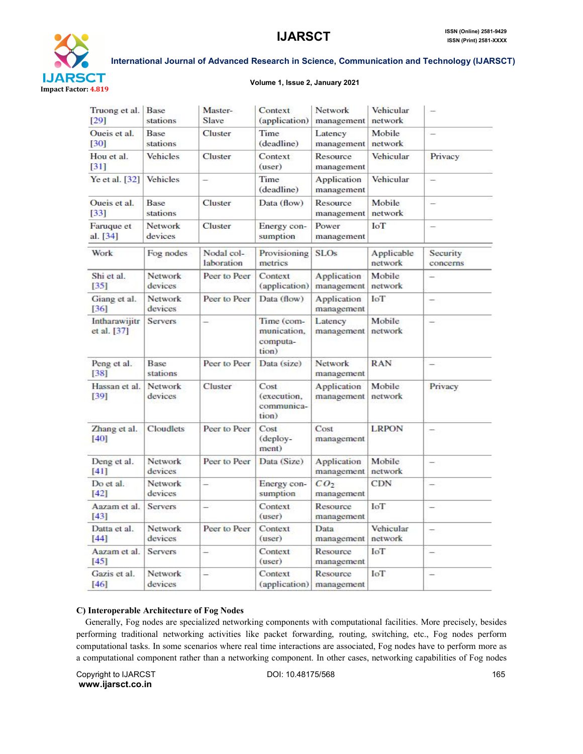| Work | Fog nodes | Nodal collaboration | Provisioning metrics | SLOs | Applicable network | Security concerns |
|---|---|---|---|---|---|---|
| Truong et al. [29] | Base stations | Master-Slave | Context (application) | Network management | Vehicular network | – |
| Oueis et al. [30] | Base stations | Cluster | Time (deadline) | Latency management | Mobile network | – |
| Hou et al. [31] | Vehicles | Cluster | Context (user) | Resource management | Vehicular | Privacy |
| Ye et al. [32] | Vehicles | – | Time (deadline) | Application management | Vehicular | – |
| Oueis et al. [33] | Base stations | Cluster | Data (flow) | Resource management | Mobile network | – |
| Faruque et al. [34] | Network devices | Cluster | Energy consumption | Power management | IoT | – |
| Shi et al. [35] | Network devices | Peer to Peer | Context (application) | Application management | Mobile network | – |
| Giang et al. [36] | Network devices | Peer to Peer | Data (flow) | Application management | IoT | – |
| Intharawijitr et al. [37] | Servers | – | Time (communication, computation) | Latency management | Mobile network | – |
| Peng et al. [38] | Base stations | Peer to Peer | Data (size) | Network management | RAN | – |
| Hassan et al. [39] | Network devices | Cluster | Cost (execution, communication) | Application management | Mobile network | Privacy |
| Zhang et al. [40] | Cloudlets | Peer to Peer | Cost (deployment) | Cost management | LRPON | – |
| Deng et al. [41] | Network devices | Peer to Peer | Data (Size) | Application management | Mobile network | – |
| Do et al. [42] | Network devices | – | Energy consumption | $CO_2$ management | CDN | – |
| Aazam et al. [43] | Servers | – | Context (user) | Resource management | IoT | – |
| Datta et al. [44] | Network devices | Peer to Peer | Context (user) | Data management | Vehicular network | – |
| Aazam et al. [45] | Servers | – | Context (user) | Resource management | IoT | – |
| Gazis et al. [46] | Network devices | – | Context (application) | Resource management | IoT | – |

**C) Interoperable Architecture of Fog Nodes**

Generally, Fog nodes are specialized networking components with computational facilities. More precisely, besides performing traditional networking activities like packet forwarding, routing, switching, etc., Fog nodes perform computational tasks. In some scenarios where real time interactions are associated, Fog nodes have to perform more as a computational component rather than a networking component. In other cases, networking capabilities of Fog nodes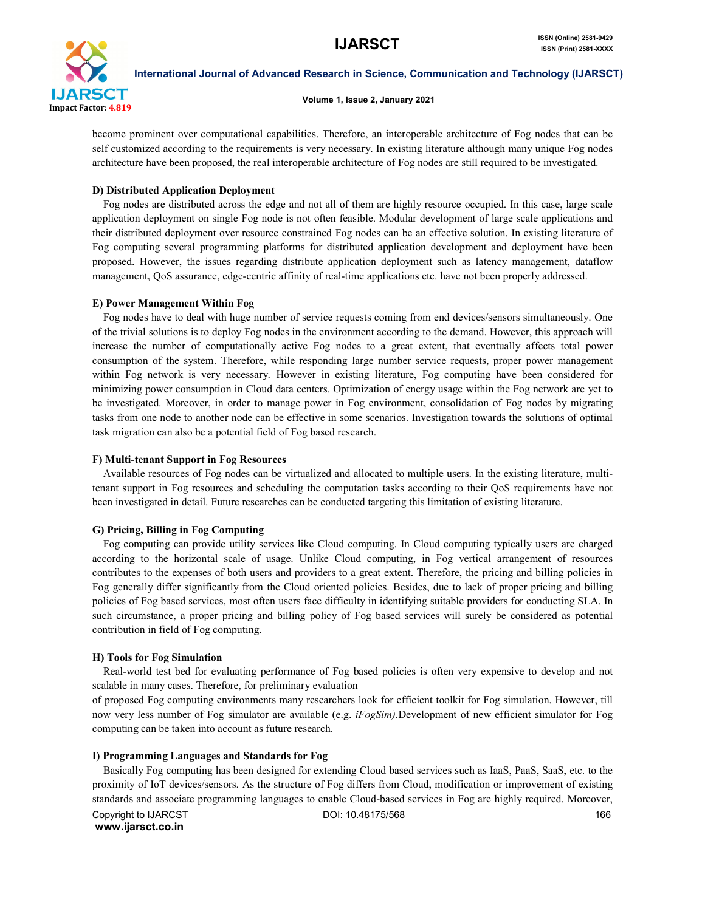become prominent over computational capabilities. Therefore, an interoperable architecture of Fog nodes that can be self customized according to the requirements is very necessary. In existing literature although many unique Fog nodes architecture have been proposed, the real interoperable architecture of Fog nodes are still required to be investigated.

#### D) Distributed Application Deployment

Fog nodes are distributed across the edge and not all of them are highly resource occupied. In this case, large scale application deployment on single Fog node is not often feasible. Modular development of large scale applications and their distributed deployment over resource constrained Fog nodes can be an effective solution. In existing literature of Fog computing several programming platforms for distributed application development and deployment have been proposed. However, the issues regarding distribute application deployment such as latency management, dataflow management, QoS assurance, edge-centric affinity of real-time applications etc. have not been properly addressed.

#### E) Power Management Within Fog

Fog nodes have to deal with huge number of service requests coming from end devices/sensors simultaneously. One of the trivial solutions is to deploy Fog nodes in the environment according to the demand. However, this approach will increase the number of computationally active Fog nodes to a great extent, that eventually affects total power consumption of the system. Therefore, while responding large number service requests, proper power management within Fog network is very necessary. However in existing literature, Fog computing have been considered for minimizing power consumption in Cloud data centers. Optimization of energy usage within the Fog network are yet to be investigated. Moreover, in order to manage power in Fog environment, consolidation of Fog nodes by migrating tasks from one node to another node can be effective in some scenarios. Investigation towards the solutions of optimal task migration can also be a potential field of Fog based research.

#### F) Multi-tenant Support in Fog Resources

Available resources of Fog nodes can be virtualized and allocated to multiple users. In the existing literature, multi-tenant support in Fog resources and scheduling the computation tasks according to their QoS requirements have not been investigated in detail. Future researches can be conducted targeting this limitation of existing literature.

#### G) Pricing, Billing in Fog Computing

Fog computing can provide utility services like Cloud computing. In Cloud computing typically users are charged according to the horizontal scale of usage. Unlike Cloud computing, in Fog vertical arrangement of resources contributes to the expenses of both users and providers to a great extent. Therefore, the pricing and billing policies in Fog generally differ significantly from the Cloud oriented policies. Besides, due to lack of proper pricing and billing policies of Fog based services, most often users face difficulty in identifying suitable providers for conducting SLA. In such circumstance, a proper pricing and billing policy of Fog based services will surely be considered as potential contribution in field of Fog computing.

#### H) Tools for Fog Simulation

Real-world test bed for evaluating performance of Fog based policies is often very expensive to develop and not scalable in many cases. Therefore, for preliminary evaluation of proposed Fog computing environments many researchers look for efficient toolkit for Fog simulation. However, till now very less number of Fog simulator are available (e.g. *iFogSim).*Development of new efficient simulator for Fog computing can be taken into account as future research.

#### I) Programming Languages and Standards for Fog

Basically Fog computing has been designed for extending Cloud based services such as IaaS, PaaS, SaaS, etc. to the proximity of IoT devices/sensors. As the structure of Fog differs from Cloud, modification or improvement of existing standards and associate programming languages to enable Cloud-based services in Fog are highly required. Moreover,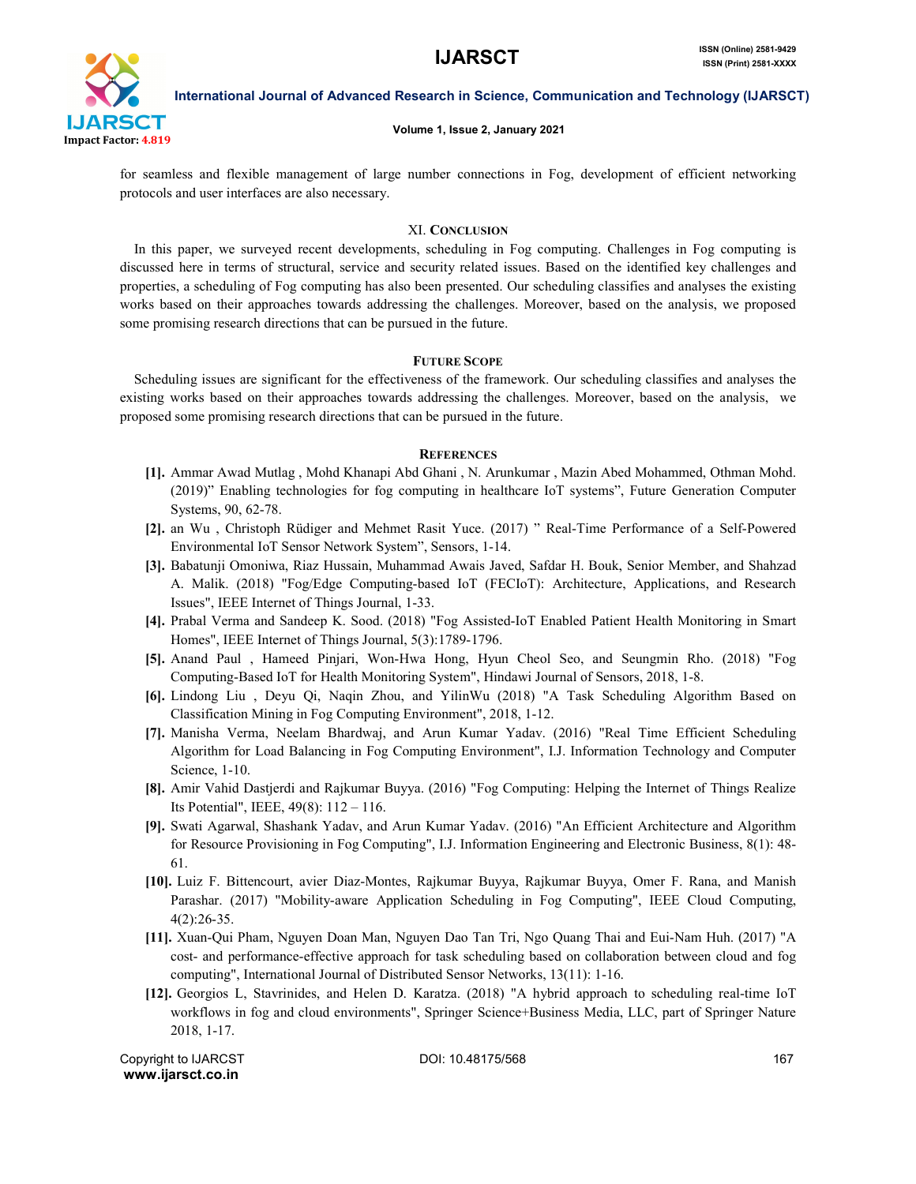for seamless and flexible management of large number connections in Fog, development of efficient networking protocols and user interfaces are also necessary.

## XI. Conclusion

In this paper, we surveyed recent developments, scheduling in Fog computing. Challenges in Fog computing is discussed here in terms of structural, service and security related issues. Based on the identified key challenges and properties, a scheduling of Fog computing has also been presented. Our scheduling classifies and analyses the existing works based on their approaches towards addressing the challenges. Moreover, based on the analysis, we proposed some promising research directions that can be pursued in the future.

## Future Scope

Scheduling issues are significant for the effectiveness of the framework. Our scheduling classifies and analyses the existing works based on their approaches towards addressing the challenges. Moreover, based on the analysis, we proposed some promising research directions that can be pursued in the future.

## References

- **[1].** Ammar Awad Mutlag , Mohd Khanapi Abd Ghani , N. Arunkumar , Mazin Abed Mohammed, Othman Mohd. (2019)" Enabling technologies for fog computing in healthcare IoT systems", Future Generation Computer Systems, 90, 62-78.
- **[2].** an Wu , Christoph Rüdiger and Mehmet Rasit Yuce. (2017) " Real-Time Performance of a Self-Powered Environmental IoT Sensor Network System", Sensors, 1-14.
- **[3].** Babatunji Omoniwa, Riaz Hussain, Muhammad Awais Javed, Safdar H. Bouk, Senior Member, and Shahzad A. Malik. (2018) "Fog/Edge Computing-based IoT (FECIoT): Architecture, Applications, and Research Issues", IEEE Internet of Things Journal, 1-33.
- **[4].** Prabal Verma and Sandeep K. Sood. (2018) "Fog Assisted-IoT Enabled Patient Health Monitoring in Smart Homes", IEEE Internet of Things Journal, 5(3):1789-1796.
- **[5].** Anand Paul , Hameed Pinjari, Won-Hwa Hong, Hyun Cheol Seo, and Seungmin Rho. (2018) "Fog Computing-Based IoT for Health Monitoring System", Hindawi Journal of Sensors, 2018, 1-8.
- **[6].** Lindong Liu , Deyu Qi, Naqin Zhou, and YilinWu (2018) "A Task Scheduling Algorithm Based on Classification Mining in Fog Computing Environment", 2018, 1-12.
- **[7].** Manisha Verma, Neelam Bhardwaj, and Arun Kumar Yadav. (2016) "Real Time Efficient Scheduling Algorithm for Load Balancing in Fog Computing Environment", I.J. Information Technology and Computer Science, 1-10.
- **[8].** Amir Vahid Dastjerdi and Rajkumar Buyya. (2016) "Fog Computing: Helping the Internet of Things Realize Its Potential", IEEE, 49(8): 112 – 116.
- **[9].** Swati Agarwal, Shashank Yadav, and Arun Kumar Yadav. (2016) "An Efficient Architecture and Algorithm for Resource Provisioning in Fog Computing", I.J. Information Engineering and Electronic Business, 8(1): 48-61.
- **[10].** Luiz F. Bittencourt, avier Diaz-Montes, Rajkumar Buyya, Rajkumar Buyya, Omer F. Rana, and Manish Parashar. (2017) "Mobility-aware Application Scheduling in Fog Computing", IEEE Cloud Computing, 4(2):26-35.
- **[11].** Xuan-Qui Pham, Nguyen Doan Man, Nguyen Dao Tan Tri, Ngo Quang Thai and Eui-Nam Huh. (2017) "A cost- and performance-effective approach for task scheduling based on collaboration between cloud and fog computing", International Journal of Distributed Sensor Networks, 13(11): 1-16.
- **[12].** Georgios L, Stavrinides, and Helen D. Karatza. (2018) "A hybrid approach to scheduling real-time IoT workflows in fog and cloud environments", Springer Science+Business Media, LLC, part of Springer Nature 2018, 1-17.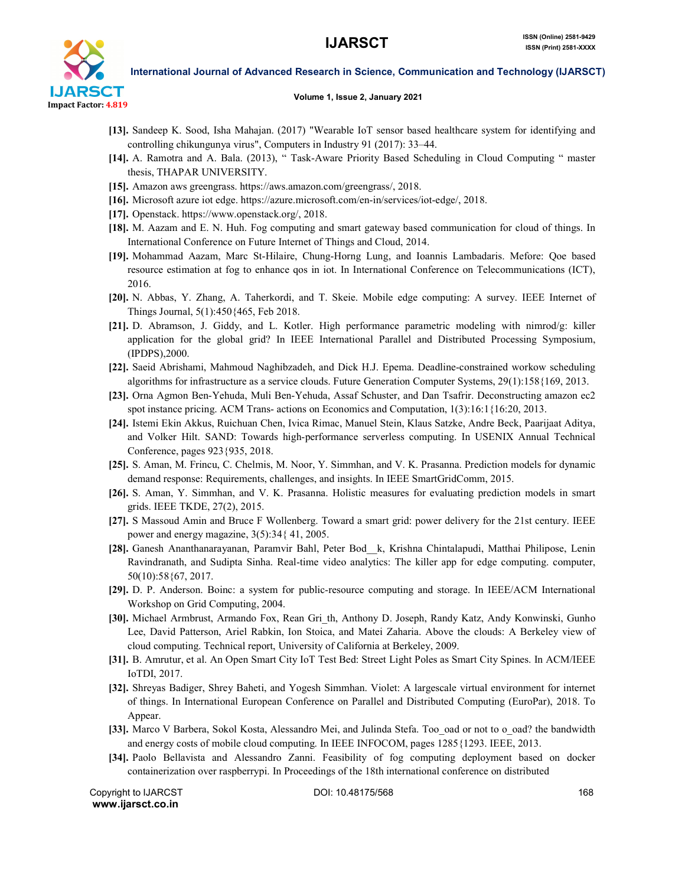**[13].** Sandeep K. Sood, Isha Mahajan. (2017) "Wearable IoT sensor based healthcare system for identifying and controlling chikungunya virus", Computers in Industry 91 (2017): 33–44.

**[14].** A. Ramotra and A. Bala. (2013), " Task-Aware Priority Based Scheduling in Cloud Computing " master thesis, THAPAR UNIVERSITY.

**[15].** Amazon aws greengrass. https://aws.amazon.com/greengrass/, 2018.

**[16].** Microsoft azure iot edge. https://azure.microsoft.com/en-in/services/iot-edge/, 2018.

**[17].** Openstack. https://www.openstack.org/, 2018.

**[18].** M. Aazam and E. N. Huh. Fog computing and smart gateway based communication for cloud of things. In International Conference on Future Internet of Things and Cloud, 2014.

**[19].** Mohammad Aazam, Marc St-Hilaire, Chung-Horng Lung, and Ioannis Lambadaris. Mefore: Qoe based resource estimation at fog to enhance qos in iot. In International Conference on Telecommunications (ICT), 2016.

**[20].** N. Abbas, Y. Zhang, A. Taherkordi, and T. Skeie. Mobile edge computing: A survey. IEEE Internet of Things Journal, 5(1):450{465, Feb 2018.

**[21].** D. Abramson, J. Giddy, and L. Kotler. High performance parametric modeling with nimrod/g: killer application for the global grid? In IEEE International Parallel and Distributed Processing Symposium, (IPDPS),2000.

**[22].** Saeid Abrishami, Mahmoud Naghibzadeh, and Dick H.J. Epema. Deadline-constrained workow scheduling algorithms for infrastructure as a service clouds. Future Generation Computer Systems, 29(1):158{169, 2013.

**[23].** Orna Agmon Ben-Yehuda, Muli Ben-Yehuda, Assaf Schuster, and Dan Tsafrir. Deconstructing amazon ec2 spot instance pricing. ACM Trans- actions on Economics and Computation, 1(3):16:1{16:20, 2013.

**[24].** Istemi Ekin Akkus, Ruichuan Chen, Ivica Rimac, Manuel Stein, Klaus Satzke, Andre Beck, Paarijaat Aditya, and Volker Hilt. SAND: Towards high-performance serverless computing. In USENIX Annual Technical Conference, pages 923{935, 2018.

**[25].** S. Aman, M. Frincu, C. Chelmis, M. Noor, Y. Simmhan, and V. K. Prasanna. Prediction models for dynamic demand response: Requirements, challenges, and insights. In IEEE SmartGridComm, 2015.

**[26].** S. Aman, Y. Simmhan, and V. K. Prasanna. Holistic measures for evaluating prediction models in smart grids. IEEE TKDE, 27(2), 2015.

**[27].** S Massoud Amin and Bruce F Wollenberg. Toward a smart grid: power delivery for the 21st century. IEEE power and energy magazine, 3(5):34{ 41, 2005.

**[28].** Ganesh Ananthanarayanan, Paramvir Bahl, Peter Bod__k, Krishna Chintalapudi, Matthai Philipose, Lenin Ravindranath, and Sudipta Sinha. Real-time video analytics: The killer app for edge computing. computer, 50(10):58{67, 2017.

**[29].** D. P. Anderson. Boinc: a system for public-resource computing and storage. In IEEE/ACM International Workshop on Grid Computing, 2004.

**[30].** Michael Armbrust, Armando Fox, Rean Gri_th, Anthony D. Joseph, Randy Katz, Andy Konwinski, Gunho Lee, David Patterson, Ariel Rabkin, Ion Stoica, and Matei Zaharia. Above the clouds: A Berkeley view of cloud computing. Technical report, University of California at Berkeley, 2009.

**[31].** B. Amrutur, et al. An Open Smart City IoT Test Bed: Street Light Poles as Smart City Spines. In ACM/IEEE IoTDI, 2017.

**[32].** Shreyas Badiger, Shrey Baheti, and Yogesh Simmhan. Violet: A largescale virtual environment for internet of things. In International European Conference on Parallel and Distributed Computing (EuroPar), 2018. To Appear.

**[33].** Marco V Barbera, Sokol Kosta, Alessandro Mei, and Julinda Stefa. Too_oad or not to o_oad? the bandwidth and energy costs of mobile cloud computing. In IEEE INFOCOM, pages 1285{1293. IEEE, 2013.

**[34].** Paolo Bellavista and Alessandro Zanni. Feasibility of fog computing deployment based on docker containerization over raspberrypi. In Proceedings of the 18th international conference on distributed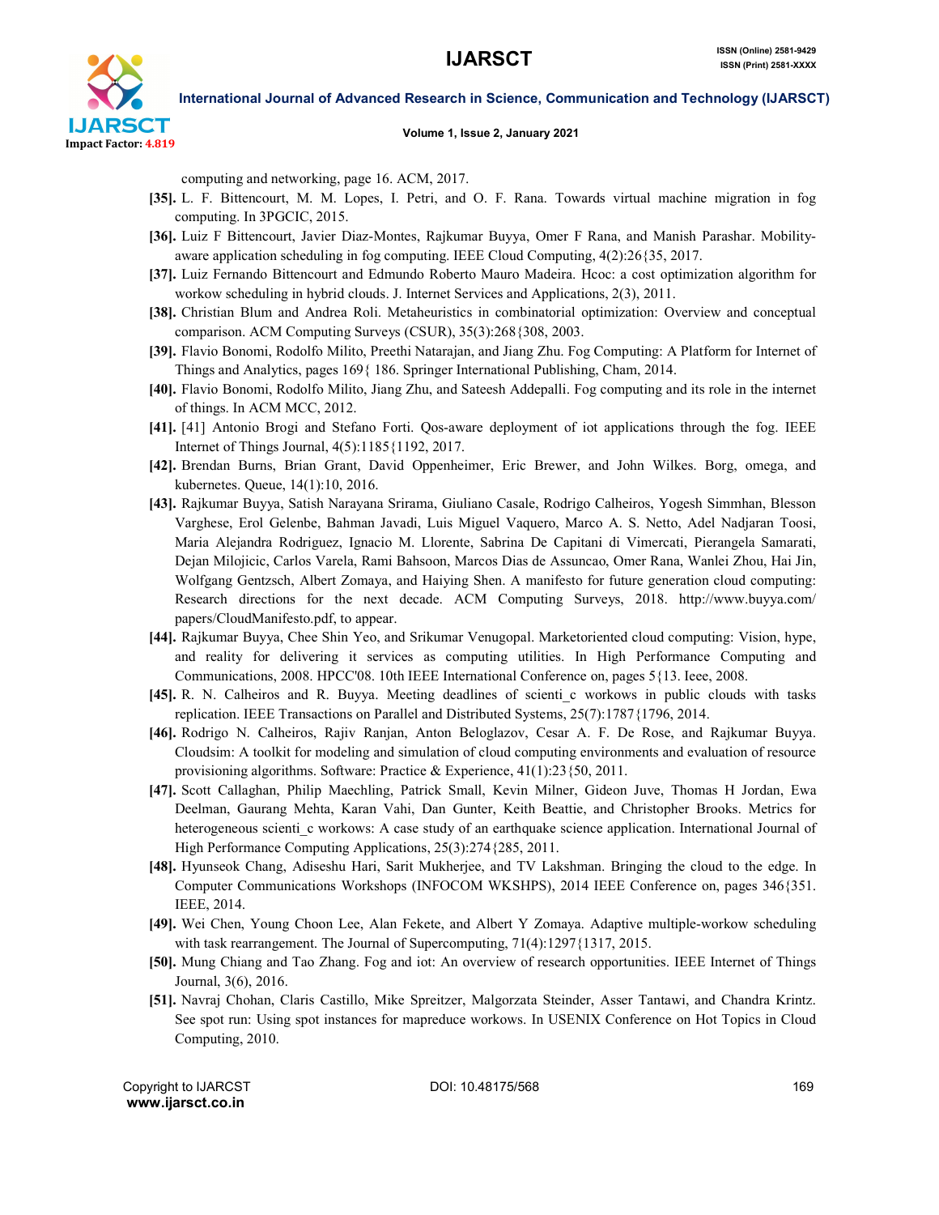computing and networking, page 16. ACM, 2017.

[35]. L. F. Bittencourt, M. M. Lopes, I. Petri, and O. F. Rana. Towards virtual machine migration in fog computing. In 3PGCIC, 2015.

[36]. Luiz F Bittencourt, Javier Diaz-Montes, Rajkumar Buyya, Omer F Rana, and Manish Parashar. Mobility-aware application scheduling in fog computing. IEEE Cloud Computing, 4(2):26{35, 2017.

[37]. Luiz Fernando Bittencourt and Edmundo Roberto Mauro Madeira. Hcoc: a cost optimization algorithm for workow scheduling in hybrid clouds. J. Internet Services and Applications, 2(3), 2011.

[38]. Christian Blum and Andrea Roli. Metaheuristics in combinatorial optimization: Overview and conceptual comparison. ACM Computing Surveys (CSUR), 35(3):268{308, 2003.

[39]. Flavio Bonomi, Rodolfo Milito, Preethi Natarajan, and Jiang Zhu. Fog Computing: A Platform for Internet of Things and Analytics, pages 169{ 186. Springer International Publishing, Cham, 2014.

[40]. Flavio Bonomi, Rodolfo Milito, Jiang Zhu, and Sateesh Addepalli. Fog computing and its role in the internet of things. In ACM MCC, 2012.

[41]. [41] Antonio Brogi and Stefano Forti. Qos-aware deployment of iot applications through the fog. IEEE Internet of Things Journal, 4(5):1185{1192, 2017.

[42]. Brendan Burns, Brian Grant, David Oppenheimer, Eric Brewer, and John Wilkes. Borg, omega, and kubernetes. Queue, 14(1):10, 2016.

[43]. Rajkumar Buyya, Satish Narayana Srirama, Giuliano Casale, Rodrigo Calheiros, Yogesh Simmhan, Blesson Varghese, Erol Gelenbe, Bahman Javadi, Luis Miguel Vaquero, Marco A. S. Netto, Adel Nadjaran Toosi, Maria Alejandra Rodriguez, Ignacio M. Llorente, Sabrina De Capitani di Vimercati, Pierangela Samarati, Dejan Milojicic, Carlos Varela, Rami Bahsoon, Marcos Dias de Assuncao, Omer Rana, Wanlei Zhou, Hai Jin, Wolfgang Gentzsch, Albert Zomaya, and Haiying Shen. A manifesto for future generation cloud computing: Research directions for the next decade. ACM Computing Surveys, 2018. http://www.buyya.com/papers/CloudManifesto.pdf, to appear.

[44]. Rajkumar Buyya, Chee Shin Yeo, and Srikumar Venugopal. Marketoriented cloud computing: Vision, hype, and reality for delivering it services as computing utilities. In High Performance Computing and Communications, 2008. HPCC'08. 10th IEEE International Conference on, pages 5{13. Ieee, 2008.

[45]. R. N. Calheiros and R. Buyya. Meeting deadlines of scienti_c workows in public clouds with tasks replication. IEEE Transactions on Parallel and Distributed Systems, 25(7):1787{1796, 2014.

[46]. Rodrigo N. Calheiros, Rajiv Ranjan, Anton Beloglazov, Cesar A. F. De Rose, and Rajkumar Buyya. Cloudsim: A toolkit for modeling and simulation of cloud computing environments and evaluation of resource provisioning algorithms. Software: Practice & Experience, 41(1):23{50, 2011.

[47]. Scott Callaghan, Philip Maechling, Patrick Small, Kevin Milner, Gideon Juve, Thomas H Jordan, Ewa Deelman, Gaurang Mehta, Karan Vahi, Dan Gunter, Keith Beattie, and Christopher Brooks. Metrics for heterogeneous scienti_c workows: A case study of an earthquake science application. International Journal of High Performance Computing Applications, 25(3):274{285, 2011.

[48]. Hyunseok Chang, Adiseshu Hari, Sarit Mukherjee, and TV Lakshman. Bringing the cloud to the edge. In Computer Communications Workshops (INFOCOM WKSHPS), 2014 IEEE Conference on, pages 346{351. IEEE, 2014.

[49]. Wei Chen, Young Choon Lee, Alan Fekete, and Albert Y Zomaya. Adaptive multiple-workow scheduling with task rearrangement. The Journal of Supercomputing, 71(4):1297{1317, 2015.

[50]. Mung Chiang and Tao Zhang. Fog and iot: An overview of research opportunities. IEEE Internet of Things Journal, 3(6), 2016.

[51]. Navraj Chohan, Claris Castillo, Mike Spreitzer, Malgorzata Steinder, Asser Tantawi, and Chandra Krintz. See spot run: Using spot instances for mapreduce workows. In USENIX Conference on Hot Topics in Cloud Computing, 2010.